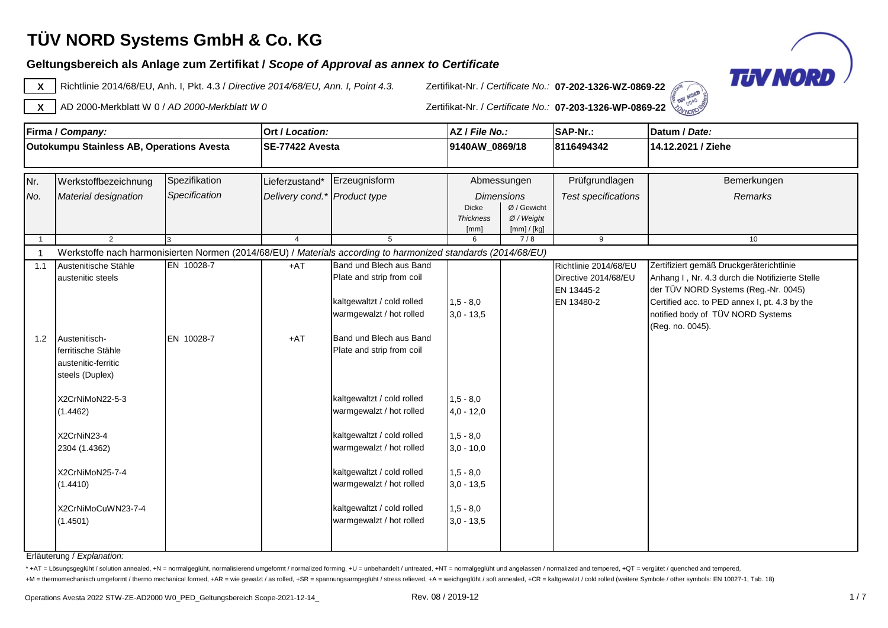# TÜV NORD Systems GmbH & Co. KG

## Geltungsbereich als Anlage zum Zertifikat / *Scope of Approval as annex to Certificate*

**X** Richtlinie 2014/68/EU, Anh. I, Pkt. 4.3 / *Directive 2014/68/EU, Ann. I, Point 4.3.* — Zertifikat-Nr. / *Certificate No.:* **07-202-1326-WZ-0869-22**

**X** AD 2000-Merkblatt W 0 / *AD 2000-Merkblatt W 0* — Zertifikat-Nr. / *Certificate No.:* **07-203-1326-WP-0869-22**

| Firma / *Company:* | Ort / *Location:* | AZ / *File No.:* | SAP-Nr.: | Datum / *Date:* |
|---|---|---|---|---|
| **Outokumpu Stainless AB, Operations Avesta** | **SE-77422 Avesta** | **9140AW_0869/18** | **8116494342** | **14.12.2021 / Ziehe** |

| Nr. / *No.* | Werkstoffbezeichnung / *Material designation* | Spezifikation / *Specification* | Lieferzustand* / *Delivery cond.** | Erzeugnisform / *Product type* | Abmessungen / *Dimensions* Dicke / *Thickness* [mm] | Ø / Gewicht / *Ø / Weight* [mm] / [kg] | Prüfgrundlagen / *Test specifications* | Bemerkungen / *Remarks* |
|---|---|---|---|---|---|---|---|---|
| 1 | 2 | 3 | 4 | 5 | 6 | 7 / 8 | 9 | 10 |
| 1 | Werkstoffe nach harmonisierten Normen (2014/68/EU) / *Materials according to harmonized standards (2014/68/EU)* | | | | | | | |
| 1.1 | Austenitische Stähle<br>austenitic steels | EN 10028-7 | +AT | Band und Blech aus Band<br>Plate and strip from coil | | | Richtlinie 2014/68/EU<br>Directive 2014/68/EU<br>EN 13445-2<br>EN 13480-2 | Zertifiziert gemäß Druckgeräterichtlinie Anhang I , Nr. 4.3 durch die Notifizierte Stelle der TÜV NORD Systems (Reg.-Nr. 0045)<br>Certified acc. to PED annex I, pt. 4.3 by the notified body of TÜV NORD Systems (Reg. no. 0045). |
| | | | | kaltgewalzt / cold rolled | 1,5 - 8,0 | | | |
| | | | | warmgewalzt / hot rolled | 3,0 - 13,5 | | | |
| 1.2 | Austenitisch-ferritische Stähle<br>austenitic-ferritic steels (Duplex) | EN 10028-7 | +AT | Band und Blech aus Band<br>Plate and strip from coil | | | | |
| | X2CrNiMoN22-5-3<br>(1.4462) | | | kaltgewalzt / cold rolled | 1,5 - 8,0 | | | |
| | | | | warmgewalzt / hot rolled | 4,0 - 12,0 | | | |
| | X2CrNiN23-4<br>2304 (1.4362) | | | kaltgewalzt / cold rolled | 1,5 - 8,0 | | | |
| | | | | warmgewalzt / hot rolled | 3,0 - 10,0 | | | |
| | X2CrNiMoN25-7-4<br>(1.4410) | | | kaltgewalzt / cold rolled | 1,5 - 8,0 | | | |
| | | | | warmgewalzt / hot rolled | 3,0 - 13,5 | | | |
| | X2CrNiMoCuWN23-7-4<br>(1.4501) | | | kaltgewalzt / cold rolled | 1,5 - 8,0 | | | |
| | | | | warmgewalzt / hot rolled | 3,0 - 13,5 | | | |

Erläuterung / *Explanation:*

* +AT = Lösungsgeglüht / solution annealed, +N = normalgeglüht, normalisierend umgeformt / normalized forming, +U = unbehandelt / untreated, +NT = normalgeglüht und angelassen / normalized and tempered, +QT = vergütet / quenched and tempered, +M = thermomechanisch umgeformt / thermo mechanical formed, +AR = wie gewalzt / as rolled, +SR = spannungsarmgeglüht / stress relieved, +A = weichgeglüht / soft annealed, +CR = kaltgewalzt / cold rolled (weitere Symbole / other symbols: EN 10027-1, Tab. 18)

Operations Avesta 2022 STW-ZE-AD2000 W0_PED_Geltungsbereich Scope-2021-12-14_ — Rev. 08 / 2019-12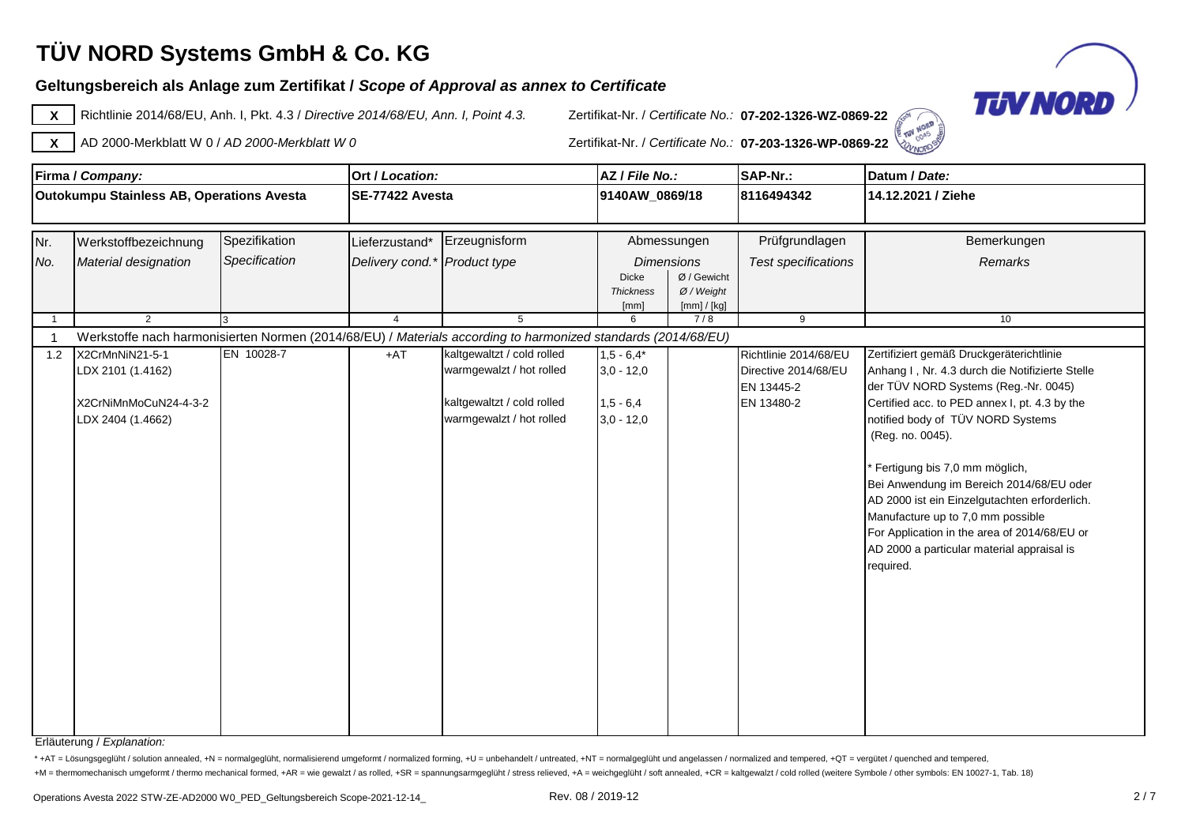# TÜV NORD Systems GmbH & Co. KG

## Geltungsbereich als Anlage zum Zertifikat / *Scope of Approval as annex to Certificate*

**X** Richtlinie 2014/68/EU, Anh. I, Pkt. 4.3 / *Directive 2014/68/EU, Ann. I, Point 4.3.* — Zertifikat-Nr. / *Certificate No.:* **07-202-1326-WZ-0869-22**

**X** AD 2000-Merkblatt W 0 / *AD 2000-Merkblatt W 0* — Zertifikat-Nr. / *Certificate No.:* **07-203-1326-WP-0869-22**

| Firma / *Company:* | Ort / *Location:* | AZ / *File No.:* | SAP-Nr.: | Datum / *Date:* |
|---|---|---|---|---|
| **Outokumpu Stainless AB, Operations Avesta** | **SE-77422 Avesta** | **9140AW_0869/18** | **8116494342** | **14.12.2021 / Ziehe** |

| Nr. / *No.* | Werkstoffbezeichnung / *Material designation* | Spezifikation / *Specification* | Lieferzustand* / *Delivery cond.** | Erzeugnisform / *Product type* | Abmessungen / *Dimensions* Dicke / *Thickness* [mm] | Ø / Gewicht / *Ø / Weight* [mm] / [kg] | Prüfgrundlagen / *Test specifications* | Bemerkungen / *Remarks* |
|---|---|---|---|---|---|---|---|---|
| 1 | 2 | 3 | 4 | 5 | 6 | 7 / 8 | 9 | 10 |
| 1 | Werkstoffe nach harmonisierten Normen (2014/68/EU) / *Materials according to harmonized standards (2014/68/EU)* | | | | | | | |
| 1.2 | X2CrMnNiN21-5-1<br>LDX 2101 (1.4162)<br><br>X2CrNiMnMoCuN24-4-3-2<br>LDX 2404 (1.4662) | EN 10028-7 | +AT | kaltgewaltzt / cold rolled<br>warmgewalzt / hot rolled<br><br>kaltgewaltzt / cold rolled<br>warmgewalzt / hot rolled | 1,5 - 6,4*<br>3,0 - 12,0<br><br>1,5 - 6,4<br>3,0 - 12,0 | | Richtlinie 2014/68/EU<br>Directive 2014/68/EU<br>EN 13445-2<br>EN 13480-2 | Zertifiziert gemäß Druckgeräterichtlinie Anhang I , Nr. 4.3 durch die Notifizierte Stelle der TÜV NORD Systems (Reg.-Nr. 0045)<br>Certified acc. to PED annex I, pt. 4.3 by the notified body of TÜV NORD Systems (Reg. no. 0045).<br><br>* Fertigung bis 7,0 mm möglich,<br>Bei Anwendung im Bereich 2014/68/EU oder AD 2000 ist ein Einzelgutachten erforderlich.<br>Manufacture up to 7,0 mm possible<br>For Application in the area of 2014/68/EU or AD 2000 a particular material appraisal is required. |

Erläuterung / *Explanation:*

* +AT = Lösungsgeglüht / solution annealed, +N = normalgeglüht, normalisierend umgeformt / normalized forming, +U = unbehandelt / untreated, +NT = normalgeglüht und angelassen / normalized and tempered, +QT = vergütet / quenched and tempered,
+M = thermomechanisch umgeformt / thermo mechanical formed, +AR = wie gewalzt / as rolled, +SR = spannungsarmgeglüht / stress relieved, +A = weichgeglüht / soft annealed, +CR = kaltgewalzt / cold rolled (weitere Symbole / other symbols: EN 10027-1, Tab. 18)

Operations Avesta 2022 STW-ZE-AD2000 W0_PED_Geltungsbereich Scope-2021-12-14_ Rev. 08 / 2019-12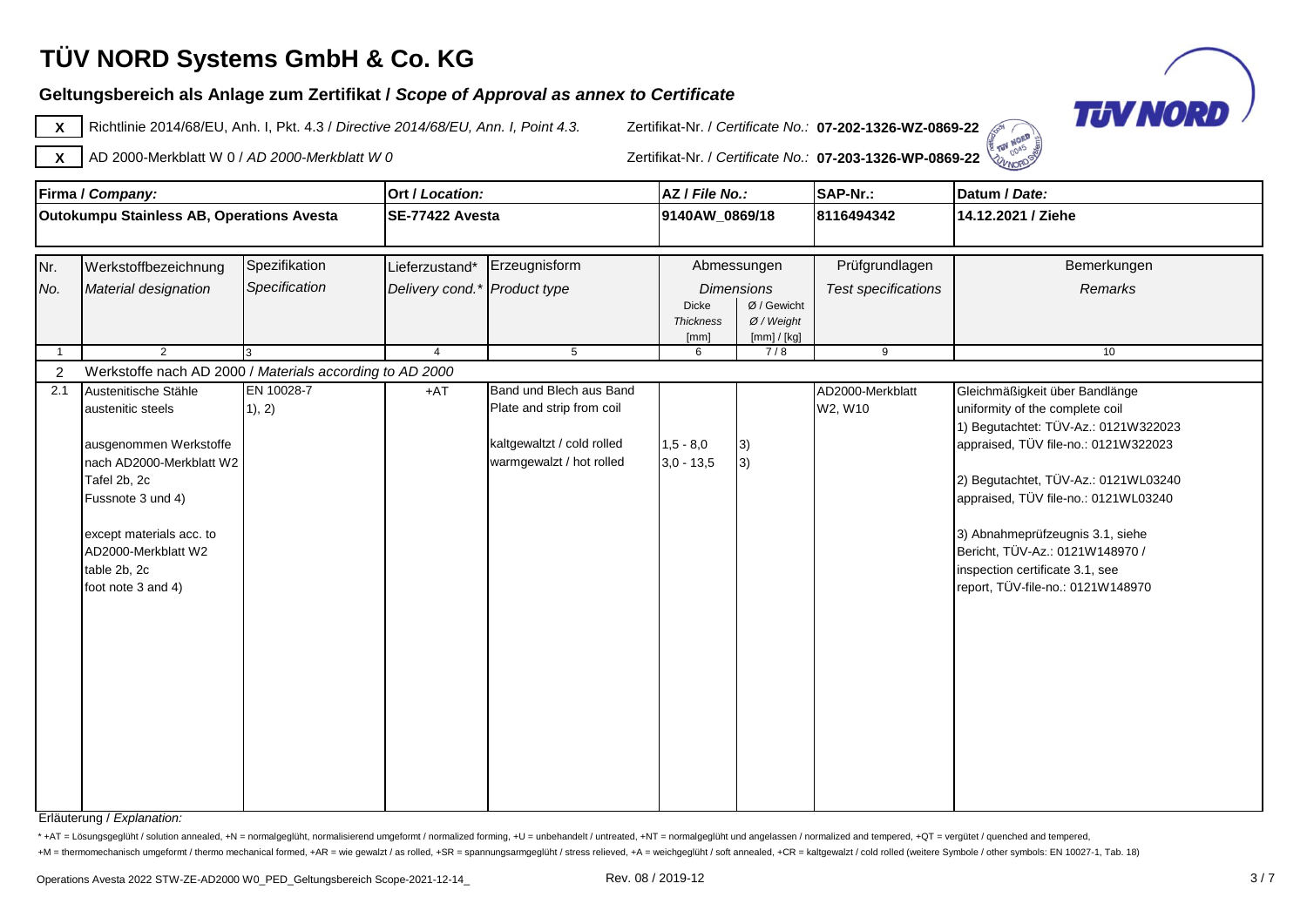# TÜV NORD Systems GmbH & Co. KG

## Geltungsbereich als Anlage zum Zertifikat / *Scope of Approval as annex to Certificate*

**X** Richtlinie 2014/68/EU, Anh. I, Pkt. 4.3 / *Directive 2014/68/EU, Ann. I, Point 4.3.* — Zertifikat-Nr. / *Certificate No.:* **07-202-1326-WZ-0869-22**

**X** AD 2000-Merkblatt W 0 / *AD 2000-Merkblatt W 0* — Zertifikat-Nr. / *Certificate No.:* **07-203-1326-WP-0869-22**

| Firma / *Company:* | Ort / *Location:* | AZ / *File No.:* | SAP-Nr.: | Datum / *Date:* |
|---|---|---|---|---|
| **Outokumpu Stainless AB, Operations Avesta** | **SE-77422 Avesta** | **9140AW_0869/18** | **8116494342** | **14.12.2021 / Ziehe** |

| Nr. / *No.* | Werkstoffbezeichnung / *Material designation* | Spezifikation / *Specification* | Lieferzustand* / *Delivery cond.** | Erzeugnisform / *Product type* | Abmessungen / *Dimensions*: Dicke / *Thickness* [mm] | Ø / Gewicht / *Ø / Weight* [mm] / [kg] | Prüfgrundlagen / *Test specifications* | Bemerkungen / *Remarks* |
|---|---|---|---|---|---|---|---|---|
| 1 | 2 | 3 | 4 | 5 | 6 | 7 / 8 | 9 | 10 |
| 2 | Werkstoffe nach AD 2000 / *Materials according to AD 2000* | | | | | | | |
| 2.1 | Austenitische Stähle<br>austenitic steels<br><br>ausgenommen Werkstoffe nach AD2000-Merkblatt W2 Tafel 2b, 2c Fussnote 3 und 4)<br><br>except materials acc. to AD2000-Merkblatt W2 table 2b, 2c foot note 3 and 4) | EN 10028-7<br>1), 2) | +AT | Band und Blech aus Band<br>Plate and strip from coil<br><br>kaltgewaltzt / cold rolled<br>warmgewalzt / hot rolled | <br><br><br>1,5 - 8,0<br>3,0 - 13,5 | <br><br><br>3)<br>3) | AD2000-Merkblatt W2, W10 | Gleichmäßigkeit über Bandlänge<br>uniformity of the complete coil<br>1) Begutachtet: TÜV-Az.: 0121W322023<br>appraised, TÜV file-no.: 0121W322023<br><br>2) Begutachtet, TÜV-Az.: 0121WL03240<br>appraised, TÜV file-no.: 0121WL03240<br><br>3) Abnahmeprüfzeugnis 3.1, siehe Bericht, TÜV-Az.: 0121W148970 /<br>inspection certificate 3.1, see report, TÜV-file-no.: 0121W148970 |

Erläuterung / *Explanation:*

\* +AT = Lösungsgeglüht / solution annealed, +N = normalgeglüht, normalisierend umgeformt / normalized forming, +U = unbehandelt / untreated, +NT = normalgeglüht und angelassen / normalized and tempered, +QT = vergütet / quenched and tempered,
+M = thermomechanisch umgeformt / thermo mechanical formed, +AR = wie gewalzt / as rolled, +SR = spannungsarmgeglüht / stress relieved, +A = weichgeglüht / soft annealed, +CR = kaltgewalzt / cold rolled (weitere Symbole / other symbols: EN 10027-1, Tab. 18)

Operations Avesta 2022 STW-ZE-AD2000 W0_PED_Geltungsbereich Scope-2021-12-14_ — Rev. 08 / 2019-12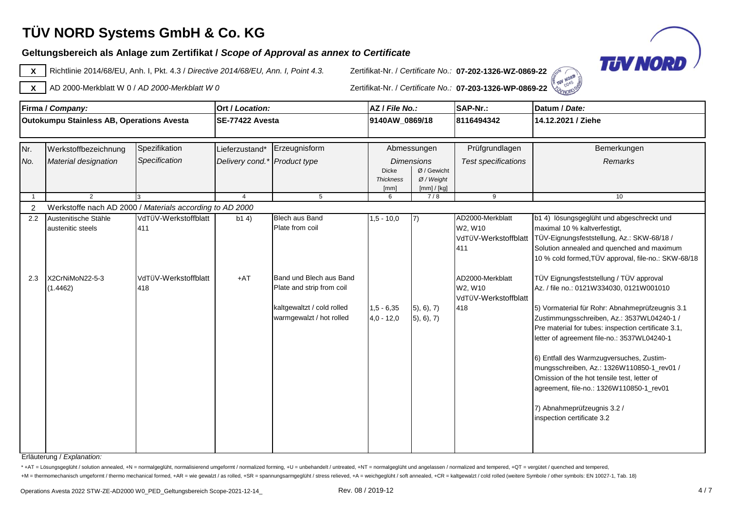# TÜV NORD Systems GmbH & Co. KG

**Geltungsbereich als Anlage zum Zertifikat /** ***Scope of Approval as annex to Certificate***

| | | | |
|---|---|---|---|
| **X** | Richtlinie 2014/68/EU, Anh. I, Pkt. 4.3 / *Directive 2014/68/EU, Ann. I, Point 4.3.* | Zertifikat-Nr. / *Certificate No.:* | **07-202-1326-WZ-0869-22** |
| **X** | AD 2000-Merkblatt W 0 / *AD 2000-Merkblatt W 0* | Zertifikat-Nr. / *Certificate No.:* | **07-203-1326-WP-0869-22** |

| **Firma / *Company:*** | **Ort / *Location:*** | **AZ / *File No.:*** | **SAP-Nr.:** | **Datum / *Date:*** |
|---|---|---|---|---|
| **Outokumpu Stainless AB, Operations Avesta** | **SE-77422 Avesta** | **9140AW_0869/18** | **8116494342** | **14.12.2021 / Ziehe** |

| Nr. *No.* | Werkstoffbezeichnung *Material designation* | Spezifikation *Specification* | Lieferzustand* *Delivery cond.** | Erzeugnisform *Product type* | Abmessungen *Dimensions* Dicke *Thickness* [mm] | Ø / Gewicht Ø / *Weight* [mm] / [kg] | Prüfgrundlagen *Test specifications* | Bemerkungen *Remarks* |
|---|---|---|---|---|---|---|---|---|
| 1 | 2 | 3 | 4 | 5 | 6 | 7 / 8 | 9 | 10 |
| 2 | Werkstoffe nach AD 2000 / *Materials according to AD 2000* | | | | | | | |
| 2.2 | Austenitische Stähle austenitic steels | VdTÜV-Werkstoffblatt 411 | b1 4) | Blech aus Band Plate from coil | 1,5 - 10,0 | 7) | AD2000-Merkblatt W2, W10 VdTÜV-Werkstoffblatt 411 | b1 4) lösungsgeglüht und abgeschreckt und maximal 10 % kaltverfestigt, TÜV-Eignungsfeststellung, Az.: SKW-68/18 / Solution annealed and quenched and maximum 10 % cold formed,TÜV approval, file-no.: SKW-68/18 |
| 2.3 | X2CrNiMoN22-5-3 (1.4462) | VdTÜV-Werkstoffblatt 418 | +AT | Band und Blech aus Band Plate and strip from coil | | | AD2000-Merkblatt W2, W10 VdTÜV-Werkstoffblatt 418 | TÜV Eignungsfeststellung / TÜV approval Az. / file no.: 0121W334030, 0121W001010 |
| | | | | kaltgewaltzt / cold rolled | 1,5 - 6,35 | 5), 6), 7) | | 5) Vormaterial für Rohr: Abnahmeprüfzeugnis 3.1 Zustimmungsschreiben, Az.: 3537WL04240-1 / Pre material for tubes: inspection certificate 3.1, letter of agreement file-no.: 3537WL04240-1 |
| | | | | warmgewalzt / hot rolled | 4,0 - 12,0 | 5), 6), 7) | | 6) Entfall des Warmzugversuches, Zustimmungsschreiben, Az.: 1326W110850-1_rev01 / Omission of the hot tensile test, letter of agreement, file-no.: 1326W110850-1_rev01 |
| | | | | | | | | 7) Abnahmeprüfzeugnis 3.2 / inspection certificate 3.2 |

Erläuterung / *Explanation:*

\* +AT = Lösungsgeglüht / solution annealed, +N = normalgeglüht, normalisierend umgeformt / normalized forming, +U = unbehandelt / untreated, +NT = normalgeglüht und angelassen / normalized and tempered, +QT = vergütet / quenched and tempered, +M = thermomechanisch umgeformt / thermo mechanical formed, +AR = wie gewalzt / as rolled, +SR = spannungsarmgeglüht / stress relieved, +A = weichgeglüht / soft annealed, +CR = kaltgewalzt / cold rolled (weitere Symbole / other symbols: EN 10027-1, Tab. 18)

Operations Avesta 2022 STW-ZE-AD2000 W0_PED_Geltungsbereich Scope-2021-12-14_ Rev. 08 / 2019-12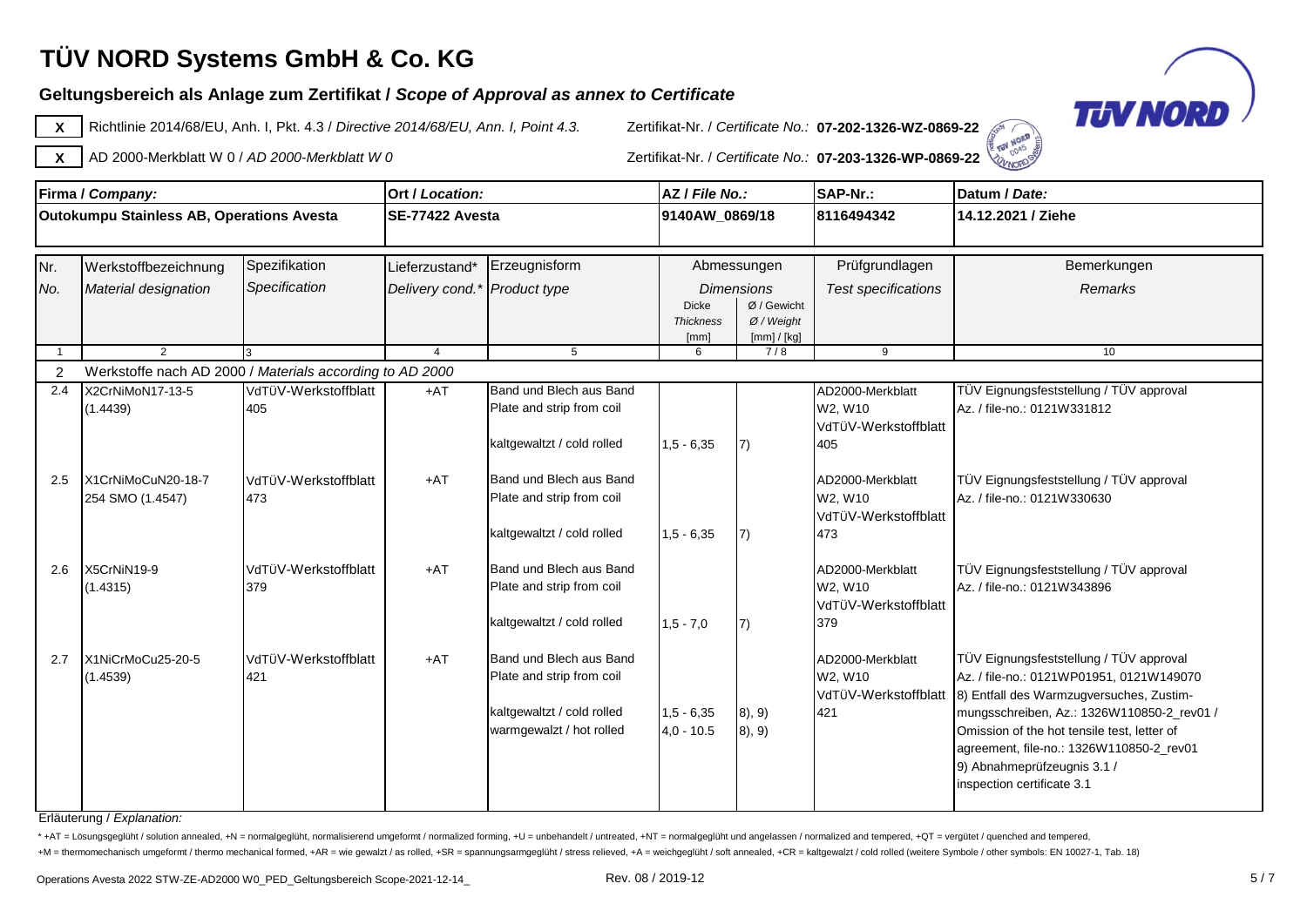# TÜV NORD Systems GmbH & Co. KG

**Geltungsbereich als Anlage zum Zertifikat /** ***Scope of Approval as annex to Certificate***

| | | | |
|---|---|---|---|
| X | Richtlinie 2014/68/EU, Anh. I, Pkt. 4.3 / *Directive 2014/68/EU, Ann. I, Point 4.3.* | Zertifikat-Nr. / *Certificate No.:* | **07-202-1326-WZ-0869-22** |
| X | AD 2000-Merkblatt W 0 / *AD 2000-Merkblatt W 0* | Zertifikat-Nr. / *Certificate No.:* | **07-203-1326-WP-0869-22** |

| Firma / *Company:* | Ort / *Location:* | AZ / *File No.:* | SAP-Nr.: | Datum / *Date:* |
|---|---|---|---|---|
| **Outokumpu Stainless AB, Operations Avesta** | **SE-77422 Avesta** | **9140AW_0869/18** | **8116494342** | **14.12.2021 / Ziehe** |

| Nr. / *No.* | Werkstoffbezeichnung / *Material designation* | Spezifikation / *Specification* | Lieferzustand* / *Delivery cond.** | Erzeugnisform / *Product type* | Abmessungen / *Dimensions* Dicke / *Thickness* [mm] | Ø / Gewicht / *Ø / Weight* [mm] / [kg] | Prüfgrundlagen / *Test specifications* | Bemerkungen / *Remarks* |
|---|---|---|---|---|---|---|---|---|
| 1 | 2 | 3 | 4 | 5 | 6 | 7 / 8 | 9 | 10 |
| 2 | Werkstoffe nach AD 2000 / *Materials according to AD 2000* | | | | | | | |
| 2.4 | X2CrNiMoN17-13-5 (1.4439) | VdTÜV-Werkstoffblatt 405 | +AT | Band und Blech aus Band<br>Plate and strip from coil<br><br>kaltgewaltzt / cold rolled | 1,5 - 6,35 | 7) | AD2000-Merkblatt W2, W10<br>VdTÜV-Werkstoffblatt 405 | TÜV Eignungsfeststellung / TÜV approval<br>Az. / file-no.: 0121W331812 |
| 2.5 | X1CrNiMoCuN20-18-7<br>254 SMO (1.4547) | VdTÜV-Werkstoffblatt 473 | +AT | Band und Blech aus Band<br>Plate and strip from coil<br><br>kaltgewaltzt / cold rolled | 1,5 - 6,35 | 7) | AD2000-Merkblatt W2, W10<br>VdTÜV-Werkstoffblatt 473 | TÜV Eignungsfeststellung / TÜV approval<br>Az. / file-no.: 0121W330630 |
| 2.6 | X5CrNiN19-9 (1.4315) | VdTÜV-Werkstoffblatt 379 | +AT | Band und Blech aus Band<br>Plate and strip from coil<br><br>kaltgewaltzt / cold rolled | 1,5 - 7,0 | 7) | AD2000-Merkblatt W2, W10<br>VdTÜV-Werkstoffblatt 379 | TÜV Eignungsfeststellung / TÜV approval<br>Az. / file-no.: 0121W343896 |
| 2.7 | X1NiCrMoCu25-20-5 (1.4539) | VdTÜV-Werkstoffblatt 421 | +AT | Band und Blech aus Band<br>Plate and strip from coil<br><br>kaltgewaltzt / cold rolled<br>warmgewalzt / hot rolled | 1,5 - 6,35<br>4,0 - 10.5 | 8), 9)<br>8), 9) | AD2000-Merkblatt W2, W10<br>VdTÜV-Werkstoffblatt 421 | TÜV Eignungsfeststellung / TÜV approval<br>Az. / file-no.: 0121WP01951, 0121W149070<br>8) Entfall des Warmzugversuches, Zustimmungsschreiben, Az.: 1326W110850-2_rev01 / Omission of the hot tensile test, letter of agreement, file-no.: 1326W110850-2_rev01<br>9) Abnahmeprüfzeugnis 3.1 / inspection certificate 3.1 |

Erläuterung / *Explanation:*

* +AT = Lösungsgeglüht / solution annealed, +N = normalgeglüht, normalisierend umgeformt / normalized forming, +U = unbehandelt / untreated, +NT = normalgeglüht und angelassen / normalized and tempered, +QT = vergütet / quenched and tempered,
+M = thermomechanisch umgeformt / thermo mechanical formed, +AR = wie gewalzt / as rolled, +SR = spannungsarmgeglüht / stress relieved, +A = weichgeglüht / soft annealed, +CR = kaltgewalzt / cold rolled (weitere Symbole / other symbols: EN 10027-1, Tab. 18)

Operations Avesta 2022 STW-ZE-AD2000 W0_PED_Geltungsbereich Scope-2021-12-14_ Rev. 08 / 2019-12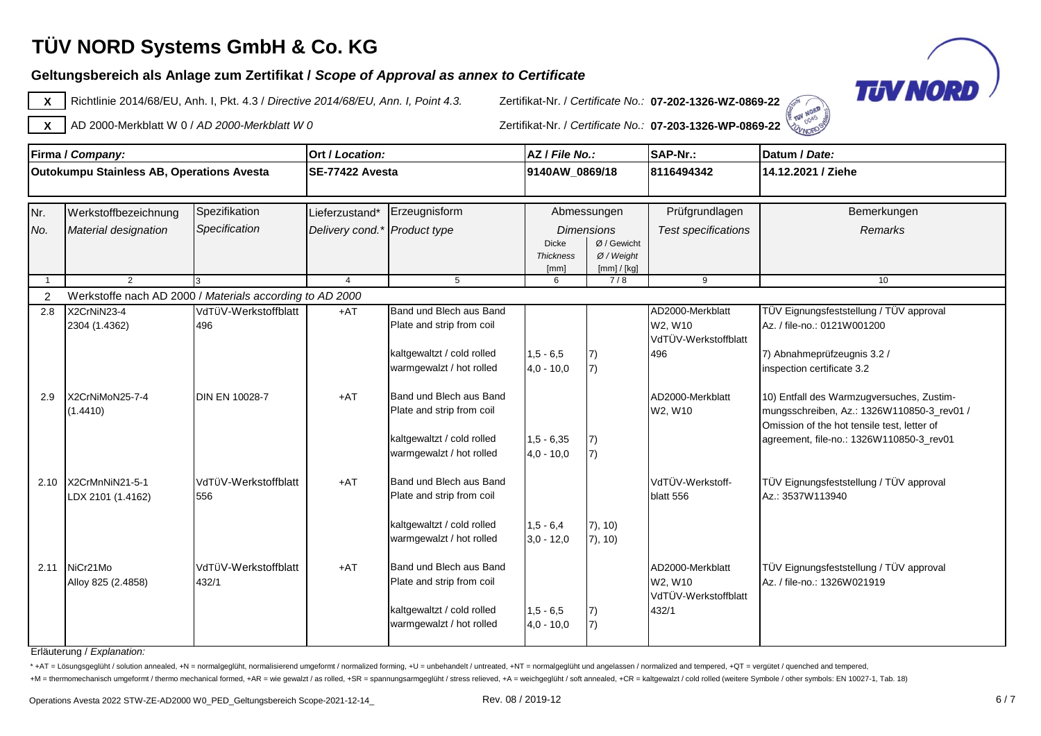# TÜV NORD Systems GmbH & Co. KG

## Geltungsbereich als Anlage zum Zertifikat / *Scope of Approval as annex to Certificate*

**X** Richtlinie 2014/68/EU, Anh. I, Pkt. 4.3 / *Directive 2014/68/EU, Ann. I, Point 4.3.* — Zertifikat-Nr. / *Certificate No.:* **07-202-1326-WZ-0869-22**

**X** AD 2000-Merkblatt W 0 / *AD 2000-Merkblatt W 0* — Zertifikat-Nr. / *Certificate No.:* **07-203-1326-WP-0869-22**

| Firma / *Company:* | Ort / *Location:* | AZ / *File No.:* | SAP-Nr.: | Datum / *Date:* |
|---|---|---|---|---|
| **Outokumpu Stainless AB, Operations Avesta** | **SE-77422 Avesta** | **9140AW_0869/18** | **8116494342** | **14.12.2021 / Ziehe** |

| Nr. / *No.* | Werkstoffbezeichnung / *Material designation* | Spezifikation / *Specification* | Lieferzustand* / *Delivery cond.** | Erzeugnisform / *Product type* | Abmessungen / *Dimensions* Dicke / *Thickness* [mm] | Ø / Gewicht / *Ø / Weight* [mm] / [kg] | Prüfgrundlagen / *Test specifications* | Bemerkungen / *Remarks* |
|---|---|---|---|---|---|---|---|---|
| 1 | 2 | 3 | 4 | 5 | 6 | 7 / 8 | 9 | 10 |
| 2 | Werkstoffe nach AD 2000 / *Materials according to AD 2000* | | | | | | | |
| 2.8 | X2CrNiN23-4<br>2304 (1.4362) | VdTÜV-Werkstoffblatt 496 | +AT | Band und Blech aus Band<br>Plate and strip from coil<br>kaltgewalzt / cold rolled<br>warmgewalzt / hot rolled | <br><br>1,5 - 6,5<br>4,0 - 10,0 | <br><br>7)<br>7) | AD2000-Merkblatt W2, W10<br>VdTÜV-Werkstoffblatt 496 | TÜV Eignungsfeststellung / TÜV approval<br>Az. / file-no.: 0121W001200<br>7) Abnahmeprüfzeugnis 3.2 / inspection certificate 3.2 |
| 2.9 | X2CrNiMoN25-7-4<br>(1.4410) | DIN EN 10028-7 | +AT | Band und Blech aus Band<br>Plate and strip from coil<br>kaltgewalzt / cold rolled<br>warmgewalzt / hot rolled | <br><br>1,5 - 6,35<br>4,0 - 10,0 | <br><br>7)<br>7) | AD2000-Merkblatt W2, W10 | 10) Entfall des Warmzugversuches, Zustimmungsschreiben, Az.: 1326W110850-3_rev01 / Omission of the hot tensile test, letter of agreement, file-no.: 1326W110850-3_rev01 |
| 2.10 | X2CrMnNiN21-5-1<br>LDX 2101 (1.4162) | VdTÜV-Werkstoffblatt 556 | +AT | Band und Blech aus Band<br>Plate and strip from coil<br>kaltgewalzt / cold rolled<br>warmgewalzt / hot rolled | <br><br>1,5 - 6,4<br>3,0 - 12,0 | <br><br>7), 10)<br>7), 10) | VdTÜV-Werkstoffblatt 556 | TÜV Eignungsfeststellung / TÜV approval<br>Az.: 3537W113940 |
| 2.11 | NiCr21Mo<br>Alloy 825 (2.4858) | VdTÜV-Werkstoffblatt 432/1 | +AT | Band und Blech aus Band<br>Plate and strip from coil<br>kaltgewalzt / cold rolled<br>warmgewalzt / hot rolled | <br><br>1,5 - 6,5<br>4,0 - 10,0 | <br><br>7)<br>7) | AD2000-Merkblatt W2, W10<br>VdTÜV-Werkstoffblatt 432/1 | TÜV Eignungsfeststellung / TÜV approval<br>Az. / file-no.: 1326W021919 |

Erläuterung / *Explanation:*

\* +AT = Lösungsgeglüht / solution annealed, +N = normalgeglüht, normalisierend umgeformt / normalized forming, +U = unbehandelt / untreated, +NT = normalgeglüht und angelassen / normalized and tempered, +QT = vergütet / quenched and tempered, +M = thermomechanisch umgeformt / thermo mechanical formed, +AR = wie gewalzt / as rolled, +SR = spannungsarmgeglüht / stress relieved, +A = weichgeglüht / soft annealed, +CR = kaltgewalzt / cold rolled (weitere Symbole / other symbols: EN 10027-1, Tab. 18)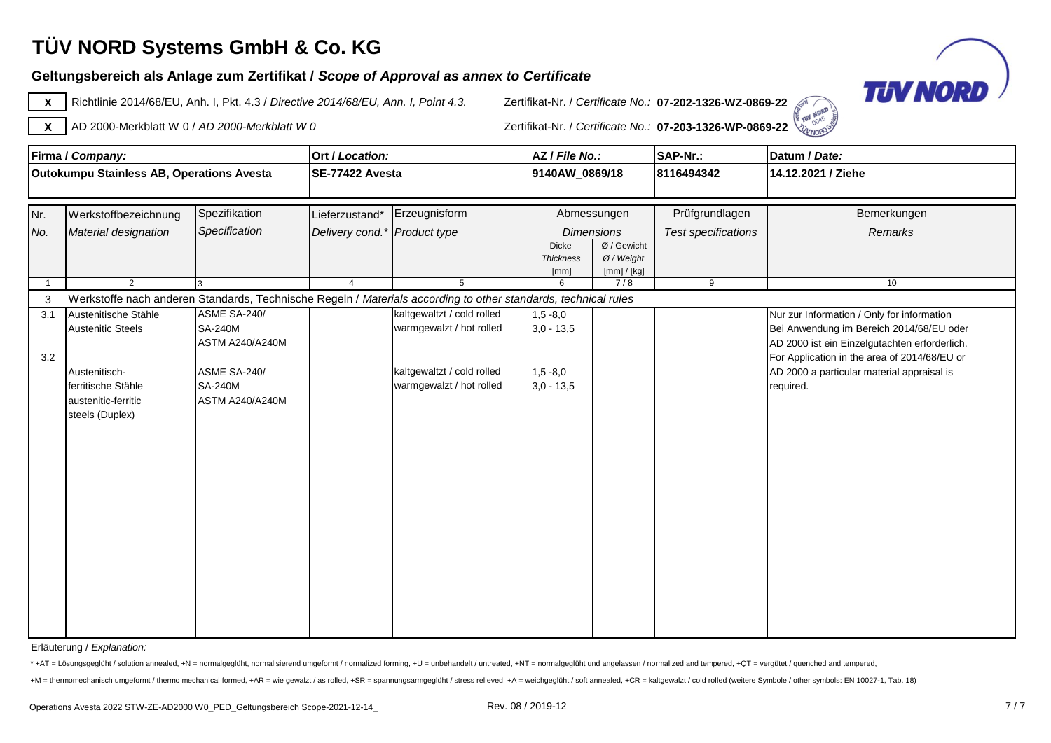# TÜV NORD Systems GmbH & Co. KG

## Geltungsbereich als Anlage zum Zertifikat / *Scope of Approval as annex to Certificate*

**X** Richtlinie 2014/68/EU, Anh. I, Pkt. 4.3 / *Directive 2014/68/EU, Ann. I, Point 4.3.* Zertifikat-Nr. / *Certificate No.:* **07-202-1326-WZ-0869-22**

**X** AD 2000-Merkblatt W 0 / *AD 2000-Merkblatt W 0* Zertifikat-Nr. / *Certificate No.:* **07-203-1326-WP-0869-22**

| Firma / *Company:* | Ort / *Location:* | AZ / *File No.:* | SAP-Nr.: | Datum / *Date:* |
|---|---|---|---|---|
| **Outokumpu Stainless AB, Operations Avesta** | **SE-77422 Avesta** | **9140AW_0869/18** | **8116494342** | **14.12.2021 / Ziehe** |

| Nr. / *No.* | Werkstoffbezeichnung / *Material designation* | Spezifikation / *Specification* | Lieferzustand* / *Delivery cond.** | Erzeugnisform / *Product type* | Abmessungen / *Dimensions* Dicke / *Thickness* [mm] | Ø / Gewicht / *Ø / Weight* [mm] / [kg] | Prüfgrundlagen / *Test specifications* | Bemerkungen / *Remarks* |
|---|---|---|---|---|---|---|---|---|
| 1 | 2 | 3 | 4 | 5 | 6 | 7 / 8 | 9 | 10 |
| 3 | Werkstoffe nach anderen Standards, Technische Regeln / *Materials according to other standards, technical rules* | | | | | | | |
| 3.1 | Austenitische Stähle<br>Austenitic Steels | ASME SA-240/<br>SA-240M<br>ASTM A240/A240M | | kaltgewalzt / cold rolled<br>warmgewalzt / hot rolled | 1,5 -8,0<br>3,0 - 13,5 | | | Nur zur Information / Only for information<br>Bei Anwendung im Bereich 2014/68/EU oder AD 2000 ist ein Einzelgutachten erforderlich.<br>For Application in the area of 2014/68/EU or AD 2000 a particular material appraisal is required. |
| 3.2 | Austenitisch-ferritische Stähle<br>austenitic-ferritic steels (Duplex) | ASME SA-240/<br>SA-240M<br>ASTM A240/A240M | | kaltgewalzt / cold rolled<br>warmgewalzt / hot rolled | 1,5 -8,0<br>3,0 - 13,5 | | | |

Erläuterung / *Explanation:*

\* +AT = Lösungsgeglüht / solution annealed, +N = normalgeglüht, normalisierend umgeformt / normalized forming, +U = unbehandelt / untreated, +NT = normalgeglüht und angelassen / normalized and tempered, +QT = vergütet / quenched and tempered,

+M = thermomechanisch umgeformt / thermo mechanical formed, +AR = wie gewalzt / as rolled, +SR = spannungsarmgeglüht / stress relieved, +A = weichgeglüht / soft annealed, +CR = kaltgewalzt / cold rolled (weitere Symbole / other symbols: EN 10027-1, Tab. 18)

Operations Avesta 2022 STW-ZE-AD2000 W0_PED_Geltungsbereich Scope-2021-12-14_ Rev. 08 / 2019-12